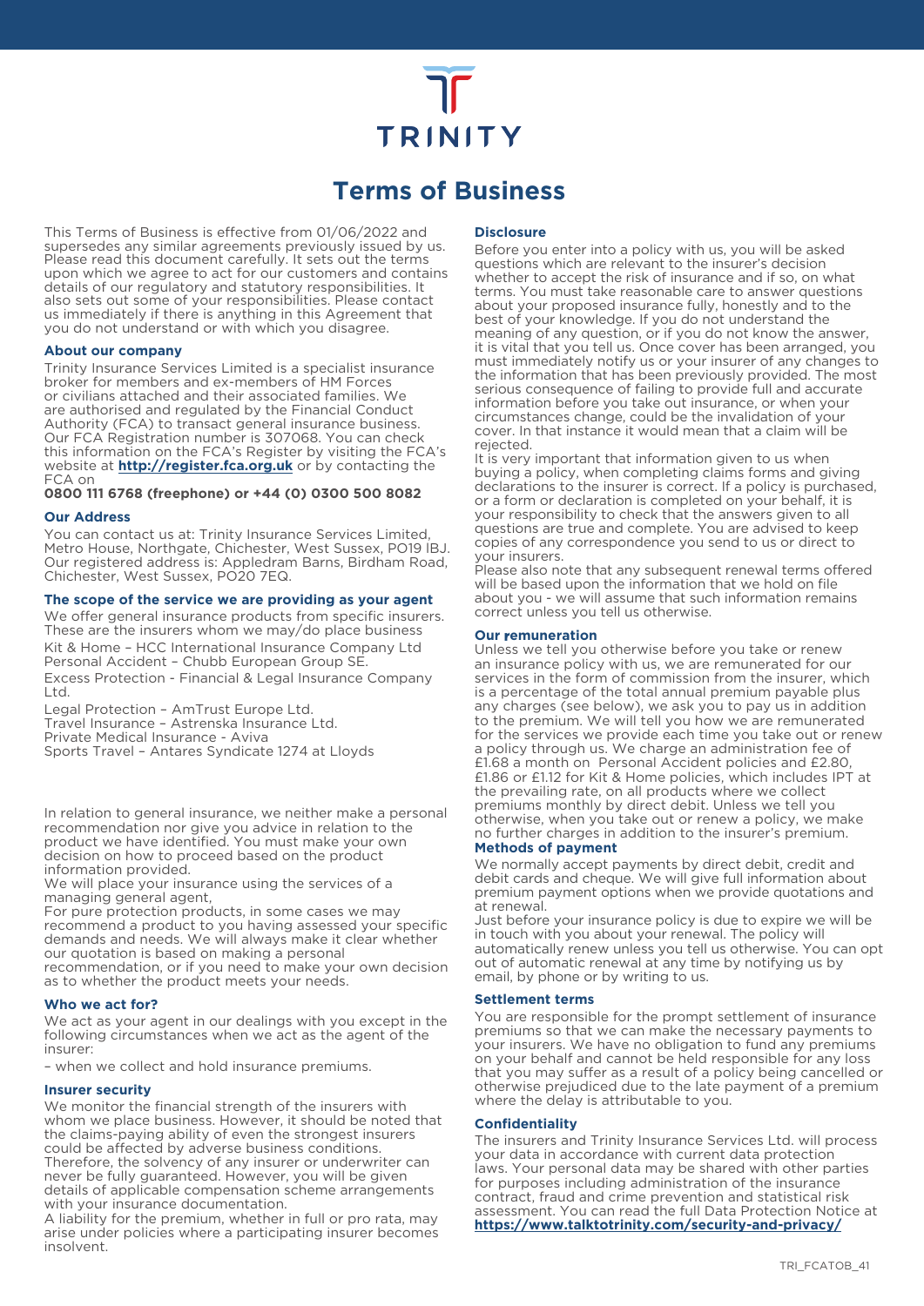TRINITY

# Terms of Business

This Terms of Business is effective from 01/06/2022 and supersedes any similar agreements previously issued by us. Please read this document carefully. It sets out the terms upon which we agree to act for our customers and contains details of our regulatory and statutory responsibilities. It also sets out some of your responsibilities. Please contact us immediately if there is anything in this Agreement that you do not understand or with which you disagree.

### About our company

Trinity Insurance Services Limited is a specialist insurance broker for members and ex-members of HM Forces or civilians attached and their associated families. We are authorised and regulated by the Financial Conduct Authority (FCA) to transact general insurance business. Our FCA Registration number is 307068. You can check this information on the FCA's Register by visiting the FCA's website at **http://register.fca.org.uk** or by contacting the FCA on

**0800 111 6768 (freephone) or +44 (0) 0300 500 8082**

### Our Address

You can contact us at: Trinity Insurance Services Limited, Metro House, Northgate, Chichester, West Sussex, PO19 IBJ. Our registered address is: Appledram Barns, Birdham Road, Chichester, West Sussex, PO20 7EQ.

### The scope of the service we are providing as your agent

We offer general insurance products from specific insurers. These are the insurers whom we may/do place business

Kit & Home – HCC International Insurance Company Ltd
Personal Accident – Chubb European Group SE.
Excess Protection - Financial & Legal Insurance Company Ltd.
Legal Protection – AmTrust Europe Ltd.
Travel Insurance – Astrenska Insurance Ltd.
Private Medical Insurance - Aviva
Sports Travel – Antares Syndicate 1274 at Lloyds

In relation to general insurance, we neither make a personal recommendation nor give you advice in relation to the product we have identified. You must make your own decision on how to proceed based on the product information provided.

We will place your insurance using the services of a managing general agent,

For pure protection products, in some cases we may recommend a product to you having assessed your specific demands and needs. We will always make it clear whether our quotation is based on making a personal recommendation, or if you need to make your own decision as to whether the product meets your needs.

### Who we act for?

We act as your agent in our dealings with you except in the following circumstances when we act as the agent of the insurer:

– when we collect and hold insurance premiums.

### Insurer security

We monitor the financial strength of the insurers with whom we place business. However, it should be noted that the claims-paying ability of even the strongest insurers could be affected by adverse business conditions. Therefore, the solvency of any insurer or underwriter can never be fully guaranteed. However, you will be given details of applicable compensation scheme arrangements with your insurance documentation.

A liability for the premium, whether in full or pro rata, may arise under policies where a participating insurer becomes insolvent.

### Disclosure

Before you enter into a policy with us, you will be asked questions which are relevant to the insurer's decision whether to accept the risk of insurance and if so, on what terms. You must take reasonable care to answer questions about your proposed insurance fully, honestly and to the best of your knowledge. If you do not understand the meaning of any question, or if you do not know the answer, it is vital that you tell us. Once cover has been arranged, you must immediately notify us or your insurer of any changes to the information that has been previously provided. The most serious consequence of failing to provide full and accurate information before you take out insurance, or when your circumstances change, could be the invalidation of your cover. In that instance it would mean that a claim will be rejected.

It is very important that information given to us when buying a policy, when completing claims forms and giving declarations to the insurer is correct. If a policy is purchased, or a form or declaration is completed on your behalf, it is your responsibility to check that the answers given to all questions are true and complete. You are advised to keep copies of any correspondence you send to us or direct to your insurers.

Please also note that any subsequent renewal terms offered will be based upon the information that we hold on file about you - we will assume that such information remains correct unless you tell us otherwise.

### Our remuneration

Unless we tell you otherwise before you take or renew an insurance policy with us, we are remunerated for our services in the form of commission from the insurer, which is a percentage of the total annual premium payable plus any charges (see below), we ask you to pay us in addition to the premium. We will tell you how we are remunerated for the services we provide each time you take out or renew a policy through us. We charge an administration fee of £1.68 a month on Personal Accident policies and £2.80, £1.86 or £1.12 for Kit & Home policies, which includes IPT at the prevailing rate, on all products where we collect premiums monthly by direct debit. Unless we tell you otherwise, when you take out or renew a policy, we make no further charges in addition to the insurer's premium.

### Methods of payment

We normally accept payments by direct debit, credit and debit cards and cheque. We will give full information about premium payment options when we provide quotations and at renewal.

Just before your insurance policy is due to expire we will be in touch with you about your renewal. The policy will automatically renew unless you tell us otherwise. You can opt out of automatic renewal at any time by notifying us by email, by phone or by writing to us.

### Settlement terms

You are responsible for the prompt settlement of insurance premiums so that we can make the necessary payments to your insurers. We have no obligation to fund any premiums on your behalf and cannot be held responsible for any loss that you may suffer as a result of a policy being cancelled or otherwise prejudiced due to the late payment of a premium where the delay is attributable to you.

### Confidentiality

The insurers and Trinity Insurance Services Ltd. will process your data in accordance with current data protection laws. Your personal data may be shared with other parties for purposes including administration of the insurance contract, fraud and crime prevention and statistical risk assessment. You can read the full Data Protection Notice at **https://www.talktotrinity.com/security-and-privacy/**

TRI_FCATOB_41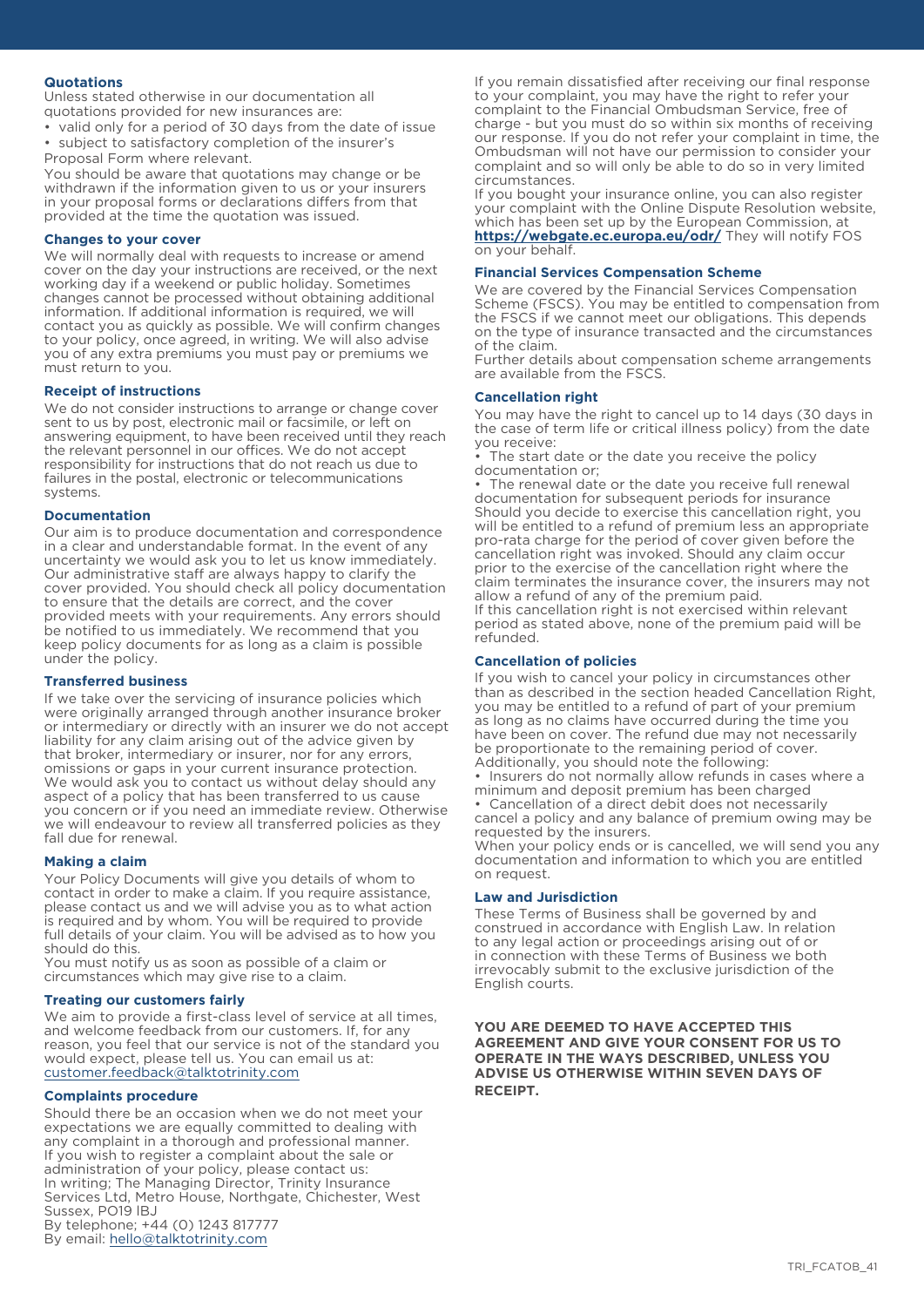### Quotations

Unless stated otherwise in our documentation all quotations provided for new insurances are:

- valid only for a period of 30 days from the date of issue
- subject to satisfactory completion of the insurer's Proposal Form where relevant.

You should be aware that quotations may change or be withdrawn if the information given to us or your insurers in your proposal forms or declarations differs from that provided at the time the quotation was issued.

### Changes to your cover

We will normally deal with requests to increase or amend cover on the day your instructions are received, or the next working day if a weekend or public holiday. Sometimes changes cannot be processed without obtaining additional information. If additional information is required, we will contact you as quickly as possible. We will confirm changes to your policy, once agreed, in writing. We will also advise you of any extra premiums you must pay or premiums we must return to you.

### Receipt of instructions

We do not consider instructions to arrange or change cover sent to us by post, electronic mail or facsimile, or left on answering equipment, to have been received until they reach the relevant personnel in our offices. We do not accept responsibility for instructions that do not reach us due to failures in the postal, electronic or telecommunications systems.

### Documentation

Our aim is to produce documentation and correspondence in a clear and understandable format. In the event of any uncertainty we would ask you to let us know immediately. Our administrative staff are always happy to clarify the cover provided. You should check all policy documentation to ensure that the details are correct, and the cover provided meets with your requirements. Any errors should be notified to us immediately. We recommend that you keep policy documents for as long as a claim is possible under the policy.

### Transferred business

If we take over the servicing of insurance policies which were originally arranged through another insurance broker or intermediary or directly with an insurer we do not accept liability for any claim arising out of the advice given by that broker, intermediary or insurer, nor for any errors, omissions or gaps in your current insurance protection. We would ask you to contact us without delay should any aspect of a policy that has been transferred to us cause you concern or if you need an immediate review. Otherwise we will endeavour to review all transferred policies as they fall due for renewal.

### Making a claim

Your Policy Documents will give you details of whom to contact in order to make a claim. If you require assistance, please contact us and we will advise you as to what action is required and by whom. You will be required to provide full details of your claim. You will be advised as to how you should do this.

You must notify us as soon as possible of a claim or circumstances which may give rise to a claim.

### Treating our customers fairly

We aim to provide a first-class level of service at all times, and welcome feedback from our customers. If, for any reason, you feel that our service is not of the standard you would expect, please tell us. You can email us at: customer.feedback@talktotrinity.com

### Complaints procedure

Should there be an occasion when we do not meet your expectations we are equally committed to dealing with any complaint in a thorough and professional manner.

If you wish to register a complaint about the sale or administration of your policy, please contact us:

In writing; The Managing Director, Trinity Insurance Services Ltd, Metro House, Northgate, Chichester, West Sussex, PO19 lBJ

By telephone; +44 (0) 1243 817777

By email: hello@talktotrinity.com

If you remain dissatisfied after receiving our final response to your complaint, you may have the right to refer your complaint to the Financial Ombudsman Service, free of charge - but you must do so within six months of receiving our response. If you do not refer your complaint in time, the Ombudsman will not have our permission to consider your complaint and so will only be able to do so in very limited circumstances.

If you bought your insurance online, you can also register your complaint with the Online Dispute Resolution website, which has been set up by the European Commission, at **https://webgate.ec.europa.eu/odr/** They will notify FOS on your behalf.

### Financial Services Compensation Scheme

We are covered by the Financial Services Compensation Scheme (FSCS). You may be entitled to compensation from the FSCS if we cannot meet our obligations. This depends on the type of insurance transacted and the circumstances of the claim.

Further details about compensation scheme arrangements are available from the FSCS.

### Cancellation right

You may have the right to cancel up to 14 days (30 days in the case of term life or critical illness policy) from the date you receive:

- The start date or the date you receive the policy documentation or;
- The renewal date or the date you receive full renewal documentation for subsequent periods for insurance

Should you decide to exercise this cancellation right, you will be entitled to a refund of premium less an appropriate pro-rata charge for the period of cover given before the cancellation right was invoked. Should any claim occur prior to the exercise of the cancellation right where the claim terminates the insurance cover, the insurers may not allow a refund of any of the premium paid.

If this cancellation right is not exercised within relevant period as stated above, none of the premium paid will be refunded.

### Cancellation of policies

If you wish to cancel your policy in circumstances other than as described in the section headed Cancellation Right, you may be entitled to a refund of part of your premium as long as no claims have occurred during the time you have been on cover. The refund due may not necessarily be proportionate to the remaining period of cover. Additionally, you should note the following:

- Insurers do not normally allow refunds in cases where a minimum and deposit premium has been charged
- Cancellation of a direct debit does not necessarily cancel a policy and any balance of premium owing may be requested by the insurers.

When your policy ends or is cancelled, we will send you any documentation and information to which you are entitled on request.

### Law and Jurisdiction

These Terms of Business shall be governed by and construed in accordance with English Law. In relation to any legal action or proceedings arising out of or in connection with these Terms of Business we both irrevocably submit to the exclusive jurisdiction of the English courts.

**YOU ARE DEEMED TO HAVE ACCEPTED THIS AGREEMENT AND GIVE YOUR CONSENT FOR US TO OPERATE IN THE WAYS DESCRIBED, UNLESS YOU ADVISE US OTHERWISE WITHIN SEVEN DAYS OF RECEIPT.**